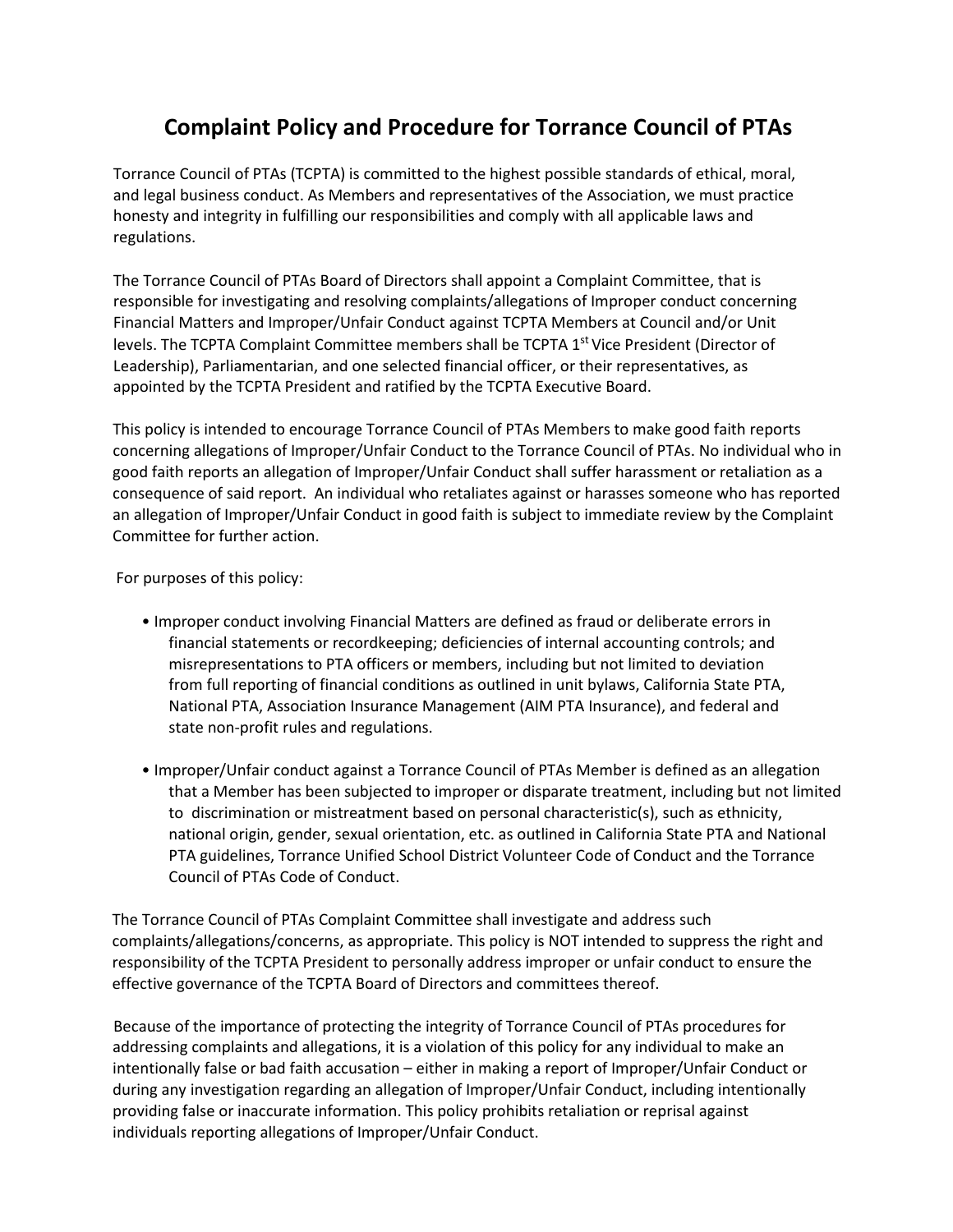# Complaint Policy and Procedure for Torrance Council of PTAs

Torrance Council of PTAs (TCPTA) is committed to the highest possible standards of ethical, moral, and legal business conduct. As Members and representatives of the Association, we must practice honesty and integrity in fulfilling our responsibilities and comply with all applicable laws and regulations.

The Torrance Council of PTAs Board of Directors shall appoint a Complaint Committee, that is responsible for investigating and resolving complaints/allegations of Improper conduct concerning Financial Matters and Improper/Unfair Conduct against TCPTA Members at Council and/or Unit levels. The TCPTA Complaint Committee members shall be TCPTA 1st Vice President (Director of Leadership), Parliamentarian, and one selected financial officer, or their representatives, as appointed by the TCPTA President and ratified by the TCPTA Executive Board.

This policy is intended to encourage Torrance Council of PTAs Members to make good faith reports concerning allegations of Improper/Unfair Conduct to the Torrance Council of PTAs. No individual who in good faith reports an allegation of Improper/Unfair Conduct shall suffer harassment or retaliation as a consequence of said report. An individual who retaliates against or harasses someone who has reported an allegation of Improper/Unfair Conduct in good faith is subject to immediate review by the Complaint Committee for further action.

For purposes of this policy:

- Improper conduct involving Financial Matters are defined as fraud or deliberate errors in financial statements or recordkeeping; deficiencies of internal accounting controls; and misrepresentations to PTA officers or members, including but not limited to deviation from full reporting of financial conditions as outlined in unit bylaws, California State PTA, National PTA, Association Insurance Management (AIM PTA Insurance), and federal and state non-profit rules and regulations.

- Improper/Unfair conduct against a Torrance Council of PTAs Member is defined as an allegation that a Member has been subjected to improper or disparate treatment, including but not limited to discrimination or mistreatment based on personal characteristic(s), such as ethnicity, national origin, gender, sexual orientation, etc. as outlined in California State PTA and National PTA guidelines, Torrance Unified School District Volunteer Code of Conduct and the Torrance Council of PTAs Code of Conduct.

The Torrance Council of PTAs Complaint Committee shall investigate and address such complaints/allegations/concerns, as appropriate. This policy is NOT intended to suppress the right and responsibility of the TCPTA President to personally address improper or unfair conduct to ensure the effective governance of the TCPTA Board of Directors and committees thereof.

Because of the importance of protecting the integrity of Torrance Council of PTAs procedures for addressing complaints and allegations, it is a violation of this policy for any individual to make an intentionally false or bad faith accusation – either in making a report of Improper/Unfair Conduct or during any investigation regarding an allegation of Improper/Unfair Conduct, including intentionally providing false or inaccurate information. This policy prohibits retaliation or reprisal against individuals reporting allegations of Improper/Unfair Conduct.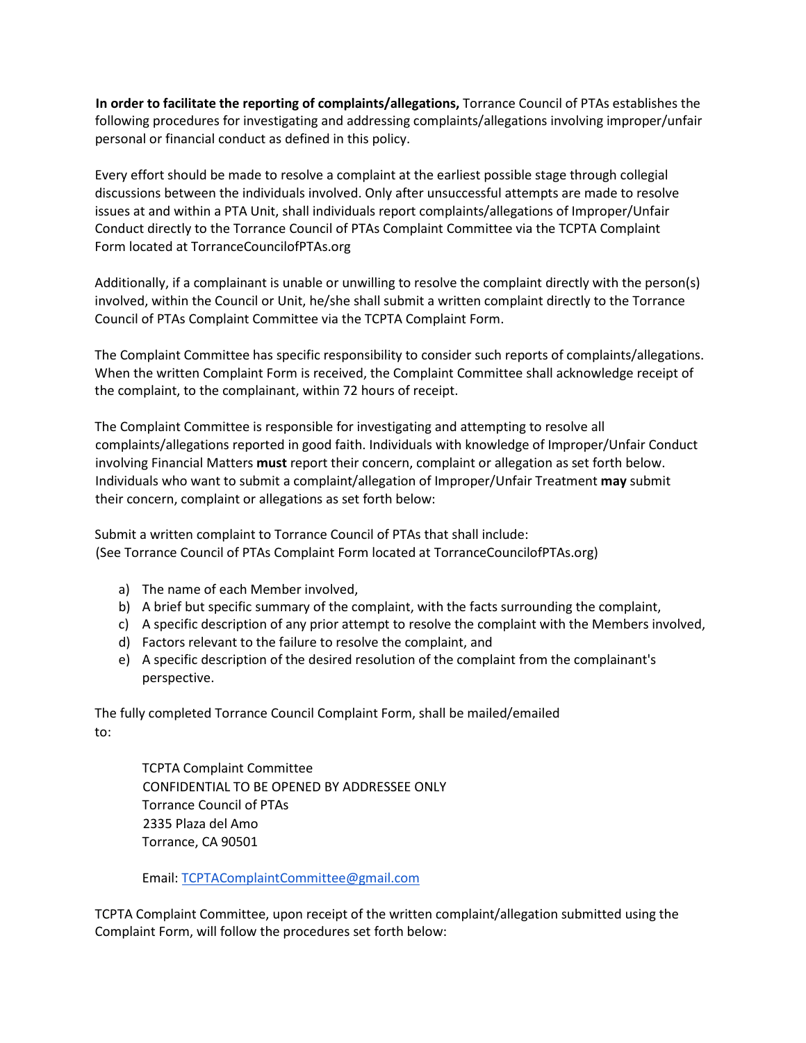**In order to facilitate the reporting of complaints/allegations,** Torrance Council of PTAs establishes the following procedures for investigating and addressing complaints/allegations involving improper/unfair personal or financial conduct as defined in this policy.

Every effort should be made to resolve a complaint at the earliest possible stage through collegial discussions between the individuals involved. Only after unsuccessful attempts are made to resolve issues at and within a PTA Unit, shall individuals report complaints/allegations of Improper/Unfair Conduct directly to the Torrance Council of PTAs Complaint Committee via the TCPTA Complaint Form located at TorranceCouncilofPTAs.org

Additionally, if a complainant is unable or unwilling to resolve the complaint directly with the person(s) involved, within the Council or Unit, he/she shall submit a written complaint directly to the Torrance Council of PTAs Complaint Committee via the TCPTA Complaint Form.

The Complaint Committee has specific responsibility to consider such reports of complaints/allegations. When the written Complaint Form is received, the Complaint Committee shall acknowledge receipt of the complaint, to the complainant, within 72 hours of receipt.

The Complaint Committee is responsible for investigating and attempting to resolve all complaints/allegations reported in good faith. Individuals with knowledge of Improper/Unfair Conduct involving Financial Matters **must** report their concern, complaint or allegation as set forth below. Individuals who want to submit a complaint/allegation of Improper/Unfair Treatment **may** submit their concern, complaint or allegations as set forth below:

Submit a written complaint to Torrance Council of PTAs that shall include:
(See Torrance Council of PTAs Complaint Form located at TorranceCouncilofPTAs.org)

a) The name of each Member involved,
b) A brief but specific summary of the complaint, with the facts surrounding the complaint,
c) A specific description of any prior attempt to resolve the complaint with the Members involved,
d) Factors relevant to the failure to resolve the complaint, and
e) A specific description of the desired resolution of the complaint from the complainant's perspective.

The fully completed Torrance Council Complaint Form, shall be mailed/emailed to:

TCPTA Complaint Committee
CONFIDENTIAL TO BE OPENED BY ADDRESSEE ONLY
Torrance Council of PTAs
2335 Plaza del Amo
Torrance, CA 90501

Email: TCPTAComplaintCommittee@gmail.com

TCPTA Complaint Committee, upon receipt of the written complaint/allegation submitted using the Complaint Form, will follow the procedures set forth below: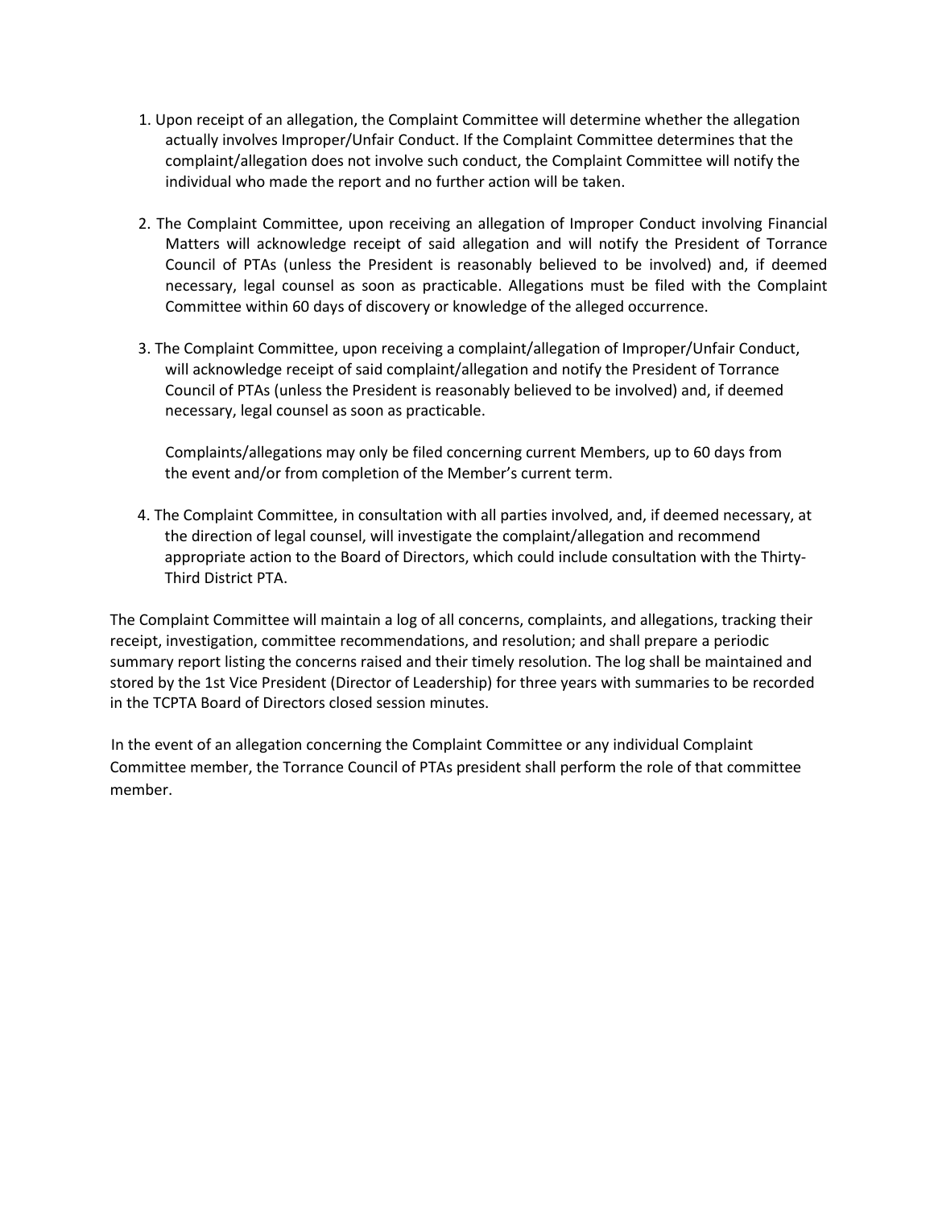1. Upon receipt of an allegation, the Complaint Committee will determine whether the allegation actually involves Improper/Unfair Conduct. If the Complaint Committee determines that the complaint/allegation does not involve such conduct, the Complaint Committee will notify the individual who made the report and no further action will be taken.

2. The Complaint Committee, upon receiving an allegation of Improper Conduct involving Financial Matters will acknowledge receipt of said allegation and will notify the President of Torrance Council of PTAs (unless the President is reasonably believed to be involved) and, if deemed necessary, legal counsel as soon as practicable. Allegations must be filed with the Complaint Committee within 60 days of discovery or knowledge of the alleged occurrence.

3. The Complaint Committee, upon receiving a complaint/allegation of Improper/Unfair Conduct, will acknowledge receipt of said complaint/allegation and notify the President of Torrance Council of PTAs (unless the President is reasonably believed to be involved) and, if deemed necessary, legal counsel as soon as practicable.

   Complaints/allegations may only be filed concerning current Members, up to 60 days from the event and/or from completion of the Member's current term.

4. The Complaint Committee, in consultation with all parties involved, and, if deemed necessary, at the direction of legal counsel, will investigate the complaint/allegation and recommend appropriate action to the Board of Directors, which could include consultation with the Thirty-Third District PTA.

The Complaint Committee will maintain a log of all concerns, complaints, and allegations, tracking their receipt, investigation, committee recommendations, and resolution; and shall prepare a periodic summary report listing the concerns raised and their timely resolution. The log shall be maintained and stored by the 1st Vice President (Director of Leadership) for three years with summaries to be recorded in the TCPTA Board of Directors closed session minutes.

In the event of an allegation concerning the Complaint Committee or any individual Complaint Committee member, the Torrance Council of PTAs president shall perform the role of that committee member.